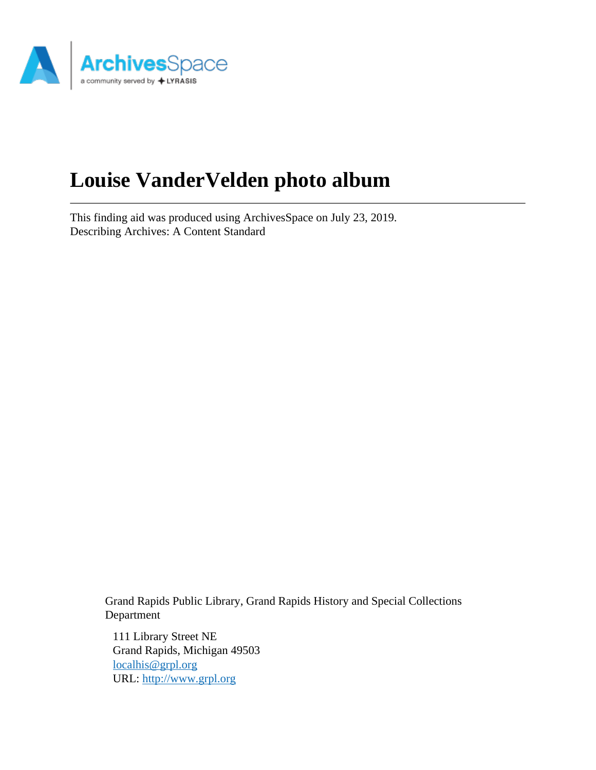# Louise VanderVelden photo album

---

This finding aid was produced using ArchivesSpace on July 23, 2019.
Describing Archives: A Content Standard

Grand Rapids Public Library, Grand Rapids History and Special Collections Department

111 Library Street NE
Grand Rapids, Michigan 49503
localhis@grpl.org
URL: http://www.grpl.org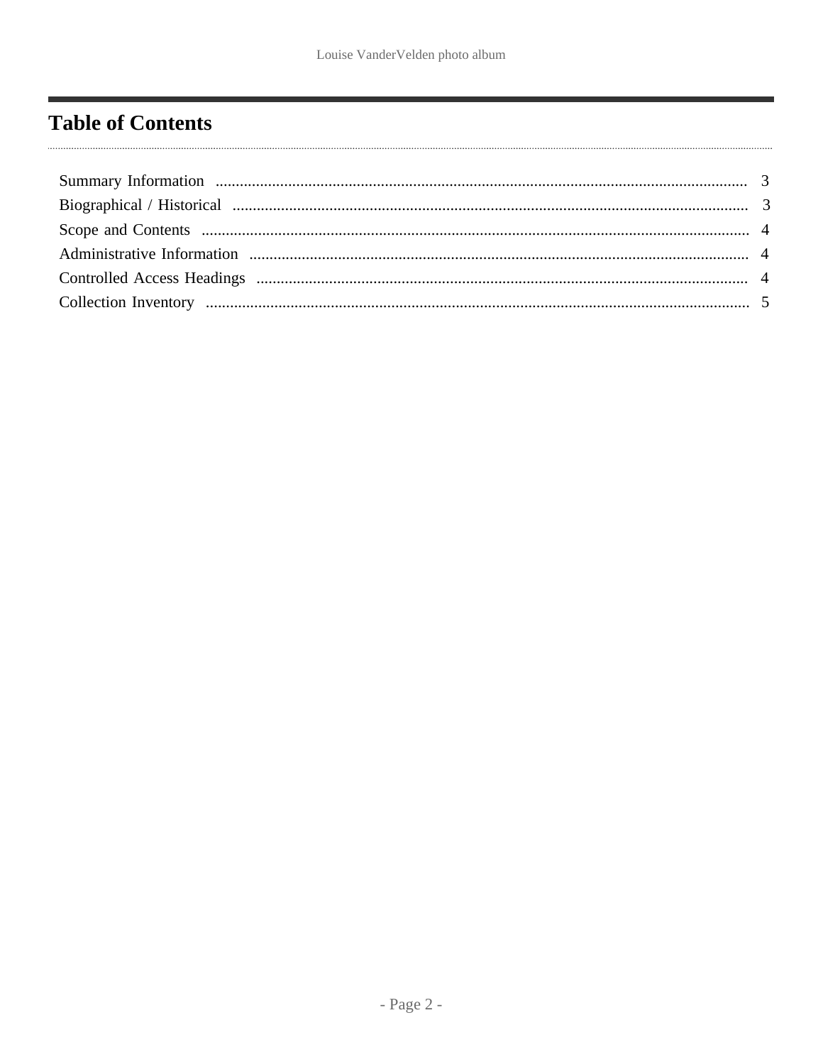## Table of Contents

Summary Information ........................................................................ 3
Biographical / Historical ........................................................................ 3
Scope and Contents ........................................................................ 4
Administrative Information ........................................................................ 4
Controlled Access Headings ........................................................................ 4
Collection Inventory ........................................................................ 5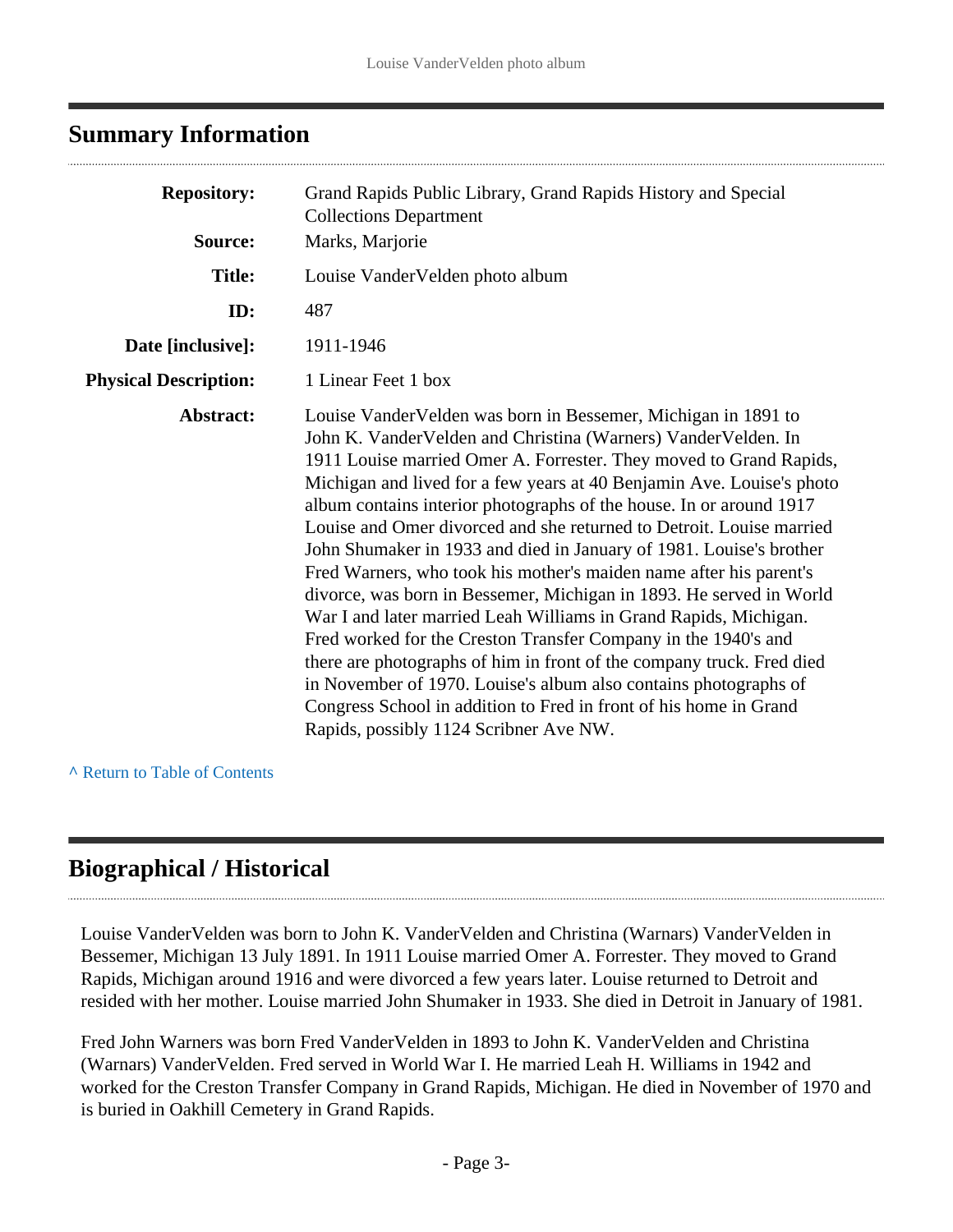## Summary Information

| | |
|---|---|
| **Repository:** | Grand Rapids Public Library, Grand Rapids History and Special Collections Department |
| **Source:** | Marks, Marjorie |
| **Title:** | Louise VanderVelden photo album |
| **ID:** | 487 |
| **Date [inclusive]:** | 1911-1946 |
| **Physical Description:** | 1 Linear Feet 1 box |
| **Abstract:** | Louise VanderVelden was born in Bessemer, Michigan in 1891 to John K. VanderVelden and Christina (Warners) VanderVelden. In 1911 Louise married Omer A. Forrester. They moved to Grand Rapids, Michigan and lived for a few years at 40 Benjamin Ave. Louise's photo album contains interior photographs of the house. In or around 1917 Louise and Omer divorced and she returned to Detroit. Louise married John Shumaker in 1933 and died in January of 1981. Louise's brother Fred Warners, who took his mother's maiden name after his parent's divorce, was born in Bessemer, Michigan in 1893. He served in World War I and later married Leah Williams in Grand Rapids, Michigan. Fred worked for the Creston Transfer Company in the 1940's and there are photographs of him in front of the company truck. Fred died in November of 1970. Louise's album also contains photographs of Congress School in addition to Fred in front of his home in Grand Rapids, possibly 1124 Scribner Ave NW. |

^ Return to Table of Contents

## Biographical / Historical

Louise VanderVelden was born to John K. VanderVelden and Christina (Warnars) VanderVelden in Bessemer, Michigan 13 July 1891. In 1911 Louise married Omer A. Forrester. They moved to Grand Rapids, Michigan around 1916 and were divorced a few years later. Louise returned to Detroit and resided with her mother. Louise married John Shumaker in 1933. She died in Detroit in January of 1981.

Fred John Warners was born Fred VanderVelden in 1893 to John K. VanderVelden and Christina (Warnars) VanderVelden. Fred served in World War I. He married Leah H. Williams in 1942 and worked for the Creston Transfer Company in Grand Rapids, Michigan. He died in November of 1970 and is buried in Oakhill Cemetery in Grand Rapids.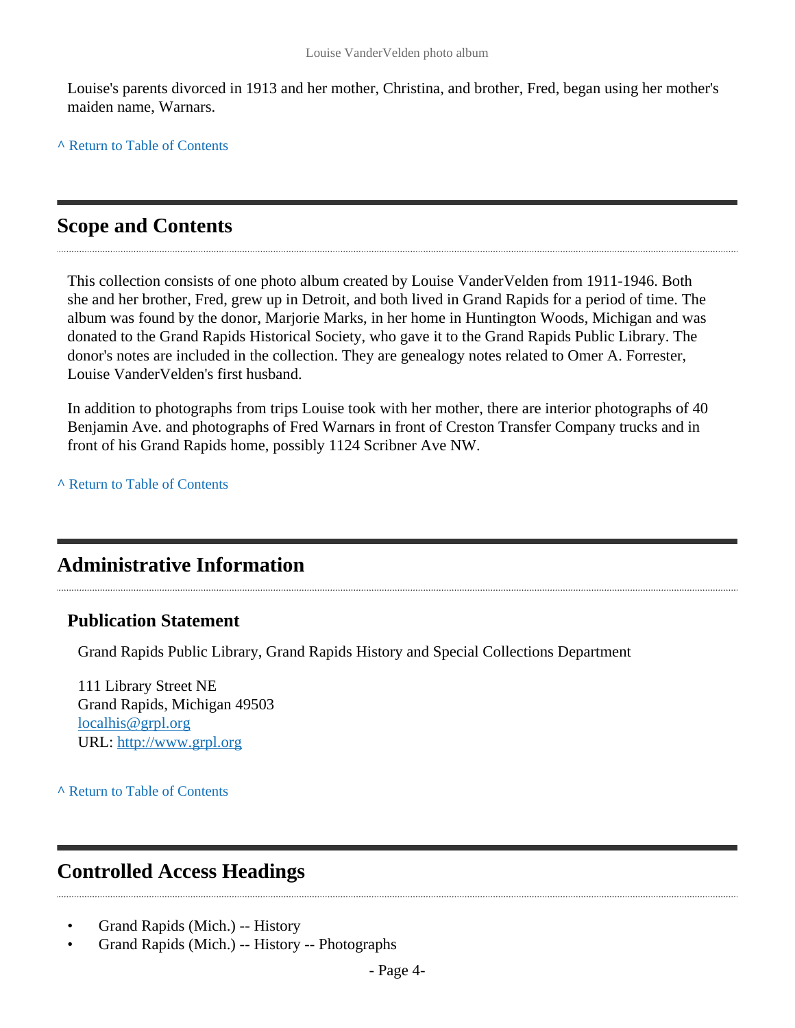Louise's parents divorced in 1913 and her mother, Christina, and brother, Fred, began using her mother's maiden name, Warnars.

^ Return to Table of Contents

## Scope and Contents

This collection consists of one photo album created by Louise VanderVelden from 1911-1946. Both she and her brother, Fred, grew up in Detroit, and both lived in Grand Rapids for a period of time. The album was found by the donor, Marjorie Marks, in her home in Huntington Woods, Michigan and was donated to the Grand Rapids Historical Society, who gave it to the Grand Rapids Public Library. The donor's notes are included in the collection. They are genealogy notes related to Omer A. Forrester, Louise VanderVelden's first husband.

In addition to photographs from trips Louise took with her mother, there are interior photographs of 40 Benjamin Ave. and photographs of Fred Warnars in front of Creston Transfer Company trucks and in front of his Grand Rapids home, possibly 1124 Scribner Ave NW.

^ Return to Table of Contents

## Administrative Information

### Publication Statement

Grand Rapids Public Library, Grand Rapids History and Special Collections Department

111 Library Street NE
Grand Rapids, Michigan 49503
localhis@grpl.org
URL: http://www.grpl.org

^ Return to Table of Contents

## Controlled Access Headings

- Grand Rapids (Mich.) -- History
- Grand Rapids (Mich.) -- History -- Photographs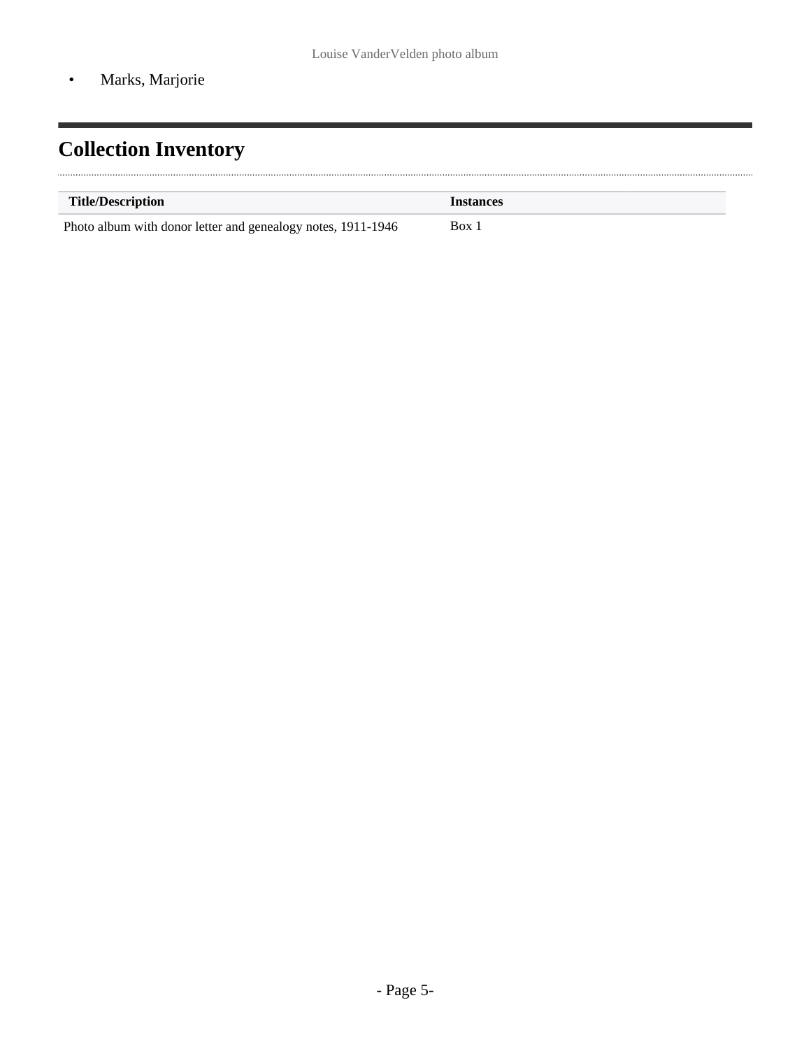- Marks, Marjorie

## Collection Inventory

| Title/Description | Instances |
| --- | --- |
| Photo album with donor letter and genealogy notes, 1911-1946 | Box 1 |